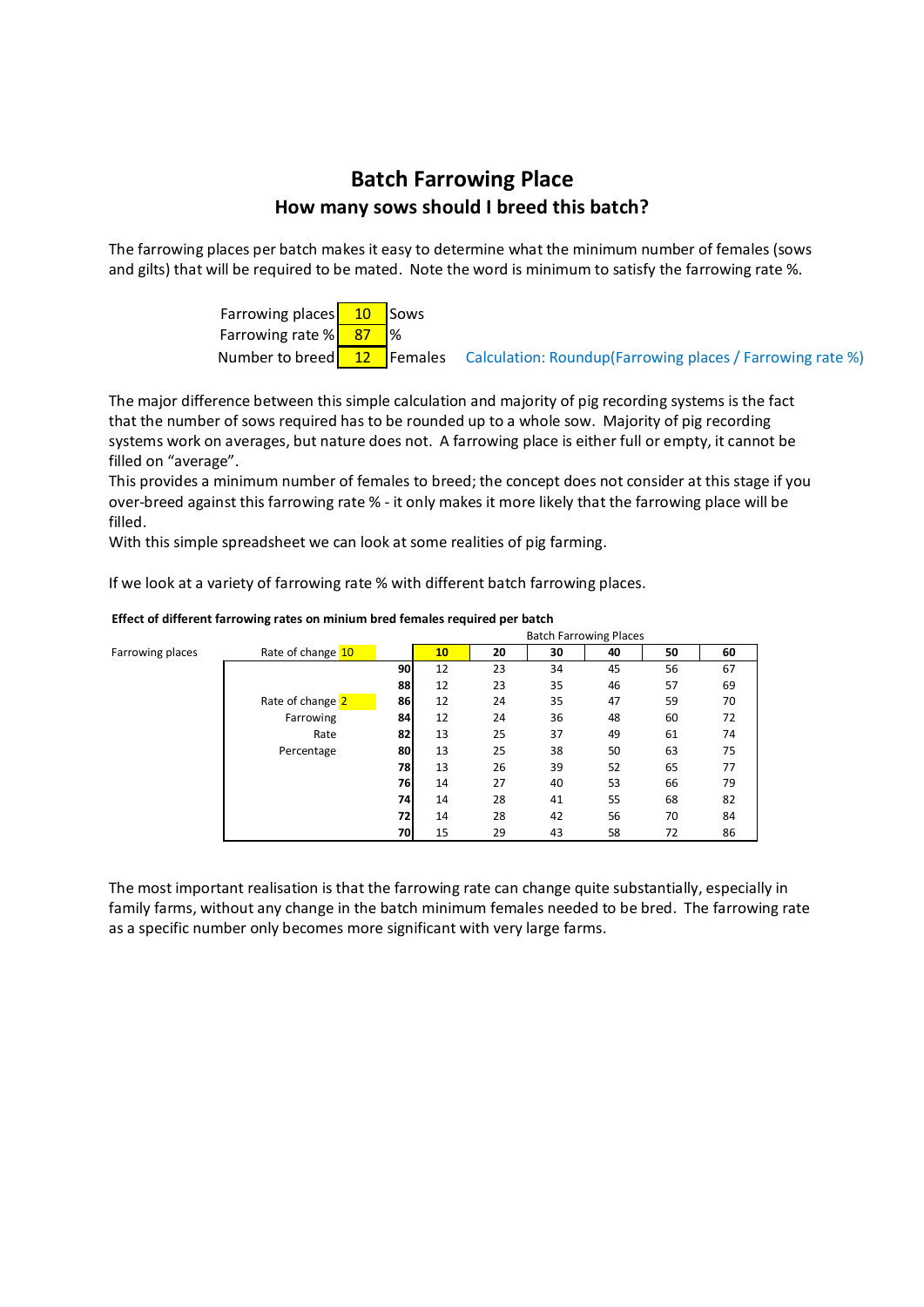# Batch Farrowing Place

## How many sows should I breed this batch?

The farrowing places per batch makes it easy to determine what the minimum number of females (sows and gilts) that will be required to be mated. Note the word is minimum to satisfy the farrowing rate %.

| | | | |
|---|---|---|---|
| Farrowing places | 10 | Sows | |
| Farrowing rate % | 87 | % | |
| Number to breed | 12 | Females | Calculation: Roundup(Farrowing places / Farrowing rate %) |

The major difference between this simple calculation and majority of pig recording systems is the fact that the number of sows required has to be rounded up to a whole sow. Majority of pig recording systems work on averages, but nature does not. A farrowing place is either full or empty, it cannot be filled on "average".

This provides a minimum number of females to breed; the concept does not consider at this stage if you over-breed against this farrowing rate % - it only makes it more likely that the farrowing place will be filled.

With this simple spreadsheet we can look at some realities of pig farming.

If we look at a variety of farrowing rate % with different batch farrowing places.

**Effect of different farrowing rates on minium bred females required per batch**

| Farrowing places | Rate of change 10 | | Batch Farrowing Places | | | | | |
|---|---|---|---|---|---|---|---|---|
| | | | **10** | **20** | **30** | **40** | **50** | **60** |
| | | **90** | 12 | 23 | 34 | 45 | 56 | 67 |
| | | **88** | 12 | 23 | 35 | 46 | 57 | 69 |
| | Rate of change 2 | **86** | 12 | 24 | 35 | 47 | 59 | 70 |
| | Farrowing | **84** | 12 | 24 | 36 | 48 | 60 | 72 |
| | Rate | **82** | 13 | 25 | 37 | 49 | 61 | 74 |
| | Percentage | **80** | 13 | 25 | 38 | 50 | 63 | 75 |
| | | **78** | 13 | 26 | 39 | 52 | 65 | 77 |
| | | **76** | 14 | 27 | 40 | 53 | 66 | 79 |
| | | **74** | 14 | 28 | 41 | 55 | 68 | 82 |
| | | **72** | 14 | 28 | 42 | 56 | 70 | 84 |
| | | **70** | 15 | 29 | 43 | 58 | 72 | 86 |

The most important realisation is that the farrowing rate can change quite substantially, especially in family farms, without any change in the batch minimum females needed to be bred. The farrowing rate as a specific number only becomes more significant with very large farms.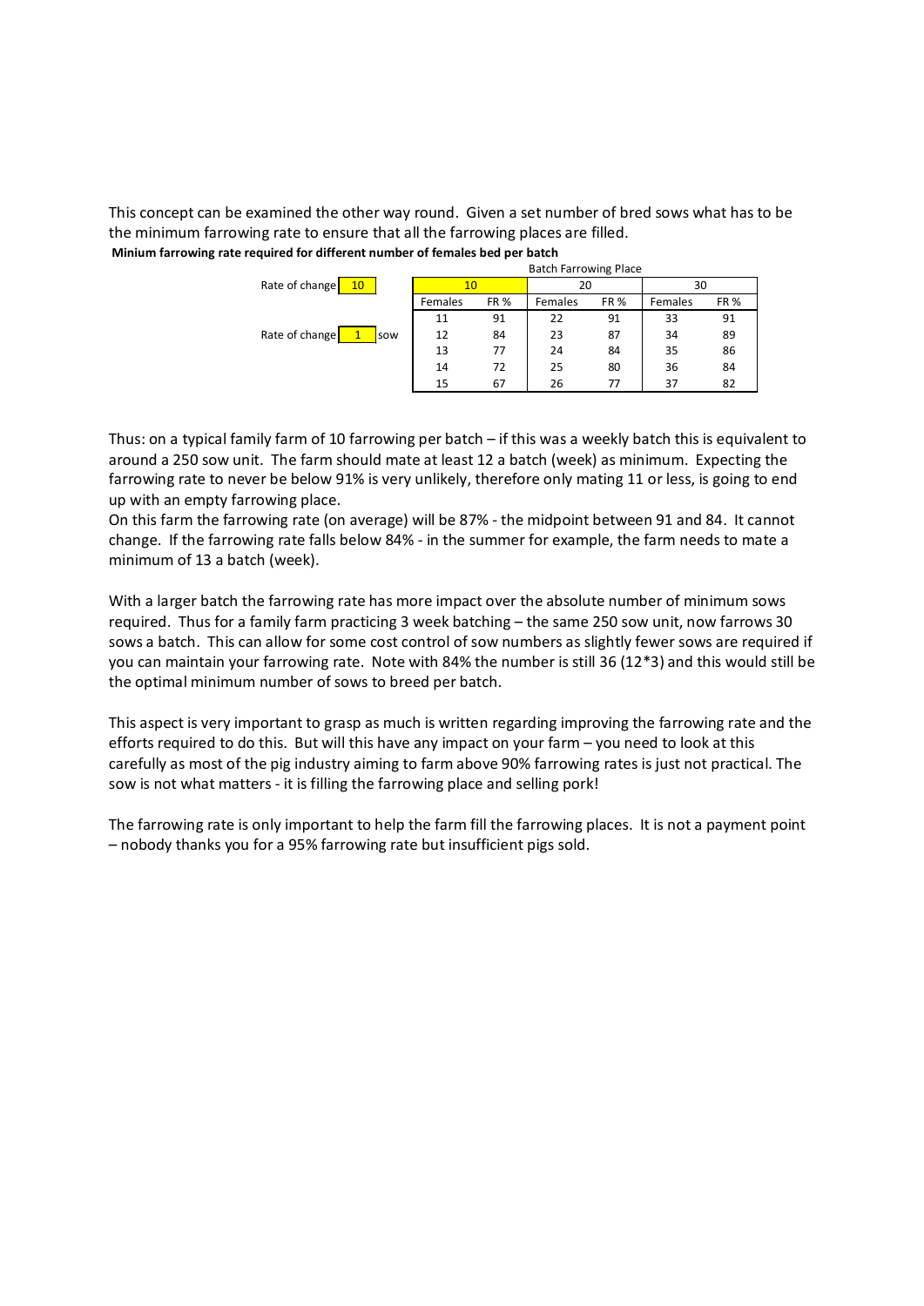This concept can be examined the other way round. Given a set number of bred sows what has to be the minimum farrowing rate to ensure that all the farrowing places are filled.

**Minium farrowing rate required for different number of females bed per batch**

Rate of change 10

Rate of change 1 sow

| Batch Farrowing Place | | | | | |
|---|---|---|---|---|---|
| 10 | | 20 | | 30 | |
| Females | FR % | Females | FR % | Females | FR % |
| 11 | 91 | 22 | 91 | 33 | 91 |
| 12 | 84 | 23 | 87 | 34 | 89 |
| 13 | 77 | 24 | 84 | 35 | 86 |
| 14 | 72 | 25 | 80 | 36 | 84 |
| 15 | 67 | 26 | 77 | 37 | 82 |

Thus: on a typical family farm of 10 farrowing per batch – if this was a weekly batch this is equivalent to around a 250 sow unit. The farm should mate at least 12 a batch (week) as minimum. Expecting the farrowing rate to never be below 91% is very unlikely, therefore only mating 11 or less, is going to end up with an empty farrowing place.
On this farm the farrowing rate (on average) will be 87% - the midpoint between 91 and 84. It cannot change. If the farrowing rate falls below 84% - in the summer for example, the farm needs to mate a minimum of 13 a batch (week).

With a larger batch the farrowing rate has more impact over the absolute number of minimum sows required. Thus for a family farm practicing 3 week batching – the same 250 sow unit, now farrows 30 sows a batch. This can allow for some cost control of sow numbers as slightly fewer sows are required if you can maintain your farrowing rate. Note with 84% the number is still 36 (12*3) and this would still be the optimal minimum number of sows to breed per batch.

This aspect is very important to grasp as much is written regarding improving the farrowing rate and the efforts required to do this. But will this have any impact on your farm – you need to look at this carefully as most of the pig industry aiming to farm above 90% farrowing rates is just not practical. The sow is not what matters - it is filling the farrowing place and selling pork!

The farrowing rate is only important to help the farm fill the farrowing places. It is not a payment point – nobody thanks you for a 95% farrowing rate but insufficient pigs sold.